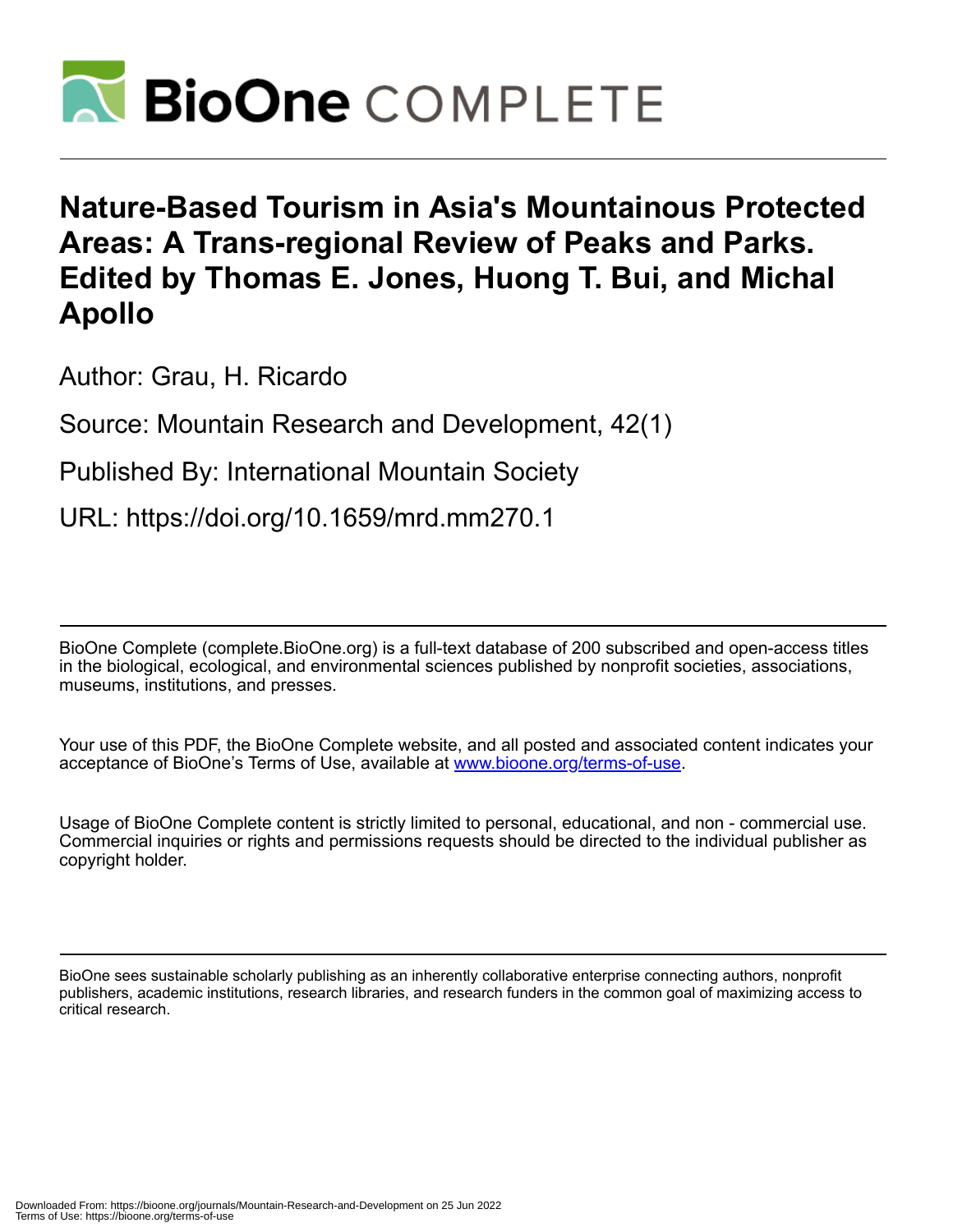# Nature-Based Tourism in Asia's Mountainous Protected Areas: A Trans-regional Review of Peaks and Parks. Edited by Thomas E. Jones, Huong T. Bui, and Michal Apollo

Author: Grau, H. Ricardo

Source: Mountain Research and Development, 42(1)

Published By: International Mountain Society

URL: https://doi.org/10.1659/mrd.mm270.1

---

BioOne Complete (complete.BioOne.org) is a full-text database of 200 subscribed and open-access titles in the biological, ecological, and environmental sciences published by nonprofit societies, associations, museums, institutions, and presses.

Your use of this PDF, the BioOne Complete website, and all posted and associated content indicates your acceptance of BioOne's Terms of Use, available at www.bioone.org/terms-of-use.

Usage of BioOne Complete content is strictly limited to personal, educational, and non - commercial use. Commercial inquiries or rights and permissions requests should be directed to the individual publisher as copyright holder.

---

BioOne sees sustainable scholarly publishing as an inherently collaborative enterprise connecting authors, nonprofit publishers, academic institutions, research libraries, and research funders in the common goal of maximizing access to critical research.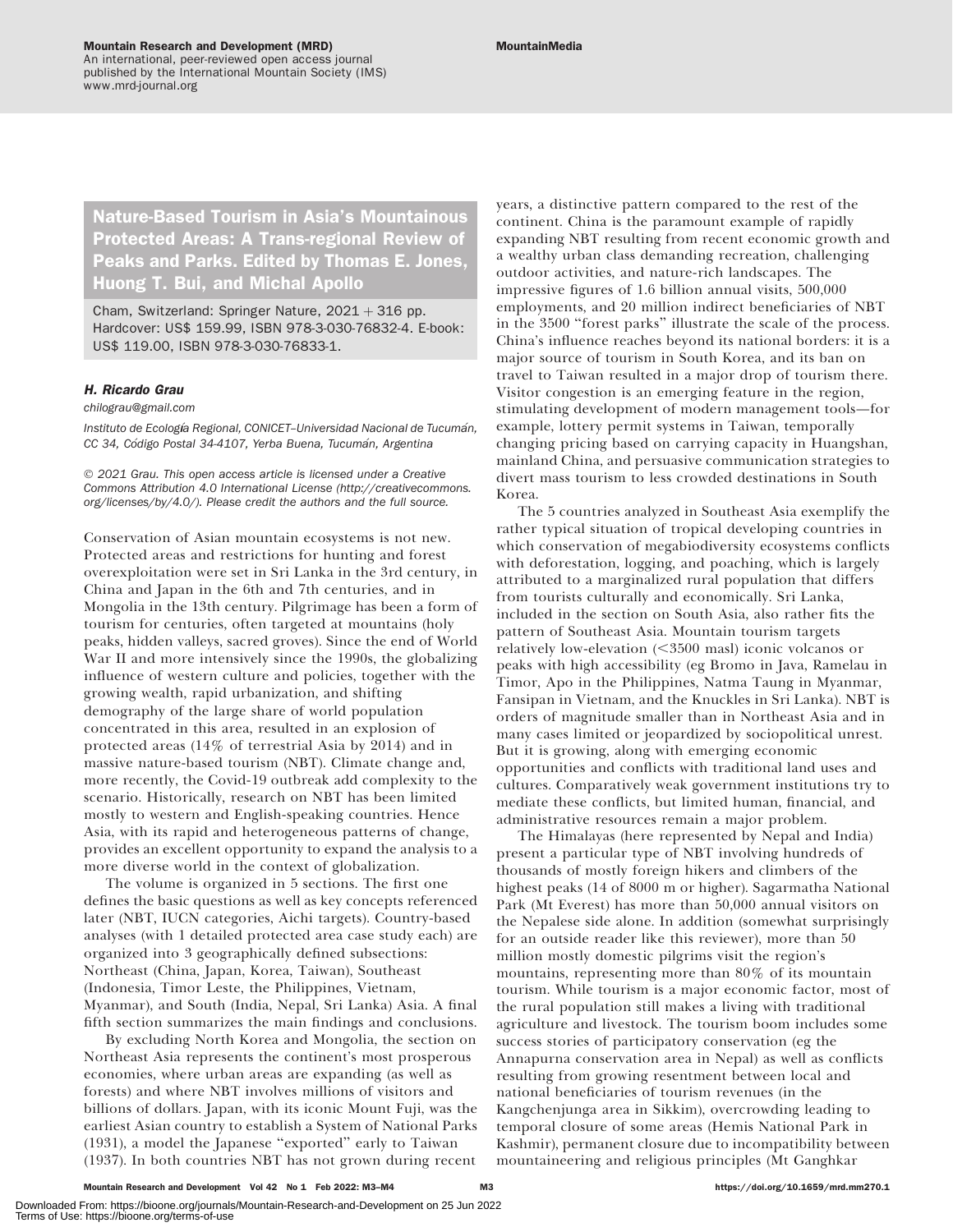## Nature-Based Tourism in Asia's Mountainous Protected Areas: A Trans-regional Review of Peaks and Parks. Edited by Thomas E. Jones, Huong T. Bui, and Michal Apollo

Cham, Switzerland: Springer Nature, 2021 + 316 pp. Hardcover: US$ 159.99, ISBN 978-3-030-76832-4. E-book: US$ 119.00, ISBN 978-3-030-76833-1.

***H. Ricardo Grau***

*chilograu@gmail.com*

*Instituto de Ecología Regional, CONICET–Universidad Nacional de Tucumán, CC 34, Código Postal 34-4107, Yerba Buena, Tucumán, Argentina*

*© 2021 Grau. This open access article is licensed under a Creative Commons Attribution 4.0 International License (http://creativecommons.org/licenses/by/4.0/). Please credit the authors and the full source.*

Conservation of Asian mountain ecosystems is not new. Protected areas and restrictions for hunting and forest overexploitation were set in Sri Lanka in the 3rd century, in China and Japan in the 6th and 7th centuries, and in Mongolia in the 13th century. Pilgrimage has been a form of tourism for centuries, often targeted at mountains (holy peaks, hidden valleys, sacred groves). Since the end of World War II and more intensively since the 1990s, the globalizing influence of western culture and policies, together with the growing wealth, rapid urbanization, and shifting demography of the large share of world population concentrated in this area, resulted in an explosion of protected areas (14% of terrestrial Asia by 2014) and in massive nature-based tourism (NBT). Climate change and, more recently, the Covid-19 outbreak add complexity to the scenario. Historically, research on NBT has been limited mostly to western and English-speaking countries. Hence Asia, with its rapid and heterogeneous patterns of change, provides an excellent opportunity to expand the analysis to a more diverse world in the context of globalization.

The volume is organized in 5 sections. The first one defines the basic questions as well as key concepts referenced later (NBT, IUCN categories, Aichi targets). Country-based analyses (with 1 detailed protected area case study each) are organized into 3 geographically defined subsections: Northeast (China, Japan, Korea, Taiwan), Southeast (Indonesia, Timor Leste, the Philippines, Vietnam, Myanmar), and South (India, Nepal, Sri Lanka) Asia. A final fifth section summarizes the main findings and conclusions.

By excluding North Korea and Mongolia, the section on Northeast Asia represents the continent's most prosperous economies, where urban areas are expanding (as well as forests) and where NBT involves millions of visitors and billions of dollars. Japan, with its iconic Mount Fuji, was the earliest Asian country to establish a System of National Parks (1931), a model the Japanese "exported" early to Taiwan (1937). In both countries NBT has not grown during recent years, a distinctive pattern compared to the rest of the continent. China is the paramount example of rapidly expanding NBT resulting from recent economic growth and a wealthy urban class demanding recreation, challenging outdoor activities, and nature-rich landscapes. The impressive figures of 1.6 billion annual visits, 500,000 employments, and 20 million indirect beneficiaries of NBT in the 3500 "forest parks" illustrate the scale of the process. China's influence reaches beyond its national borders: it is a major source of tourism in South Korea, and its ban on travel to Taiwan resulted in a major drop of tourism there. Visitor congestion is an emerging feature in the region, stimulating development of modern management tools—for example, lottery permit systems in Taiwan, temporally changing pricing based on carrying capacity in Huangshan, mainland China, and persuasive communication strategies to divert mass tourism to less crowded destinations in South Korea.

The 5 countries analyzed in Southeast Asia exemplify the rather typical situation of tropical developing countries in which conservation of megabiodiversity ecosystems conflicts with deforestation, logging, and poaching, which is largely attributed to a marginalized rural population that differs from tourists culturally and economically. Sri Lanka, included in the section on South Asia, also rather fits the pattern of Southeast Asia. Mountain tourism targets relatively low-elevation (<3500 masl) iconic volcanos or peaks with high accessibility (eg Bromo in Java, Ramelau in Timor, Apo in the Philippines, Natma Taung in Myanmar, Fansipan in Vietnam, and the Knuckles in Sri Lanka). NBT is orders of magnitude smaller than in Northeast Asia and in many cases limited or jeopardized by sociopolitical unrest. But it is growing, along with emerging economic opportunities and conflicts with traditional land uses and cultures. Comparatively weak government institutions try to mediate these conflicts, but limited human, financial, and administrative resources remain a major problem.

The Himalayas (here represented by Nepal and India) present a particular type of NBT involving hundreds of thousands of mostly foreign hikers and climbers of the highest peaks (14 of 8000 m or higher). Sagarmatha National Park (Mt Everest) has more than 50,000 annual visitors on the Nepalese side alone. In addition (somewhat surprisingly for an outside reader like this reviewer), more than 50 million mostly domestic pilgrims visit the region's mountains, representing more than 80% of its mountain tourism. While tourism is a major economic factor, most of the rural population still makes a living with traditional agriculture and livestock. The tourism boom includes some success stories of participatory conservation (eg the Annapurna conservation area in Nepal) as well as conflicts resulting from growing resentment between local and national beneficiaries of tourism revenues (in the Kangchenjunga area in Sikkim), overcrowding leading to temporal closure of some areas (Hemis National Park in Kashmir), permanent closure due to incompatibility between mountaineering and religious principles (Mt Ganghkar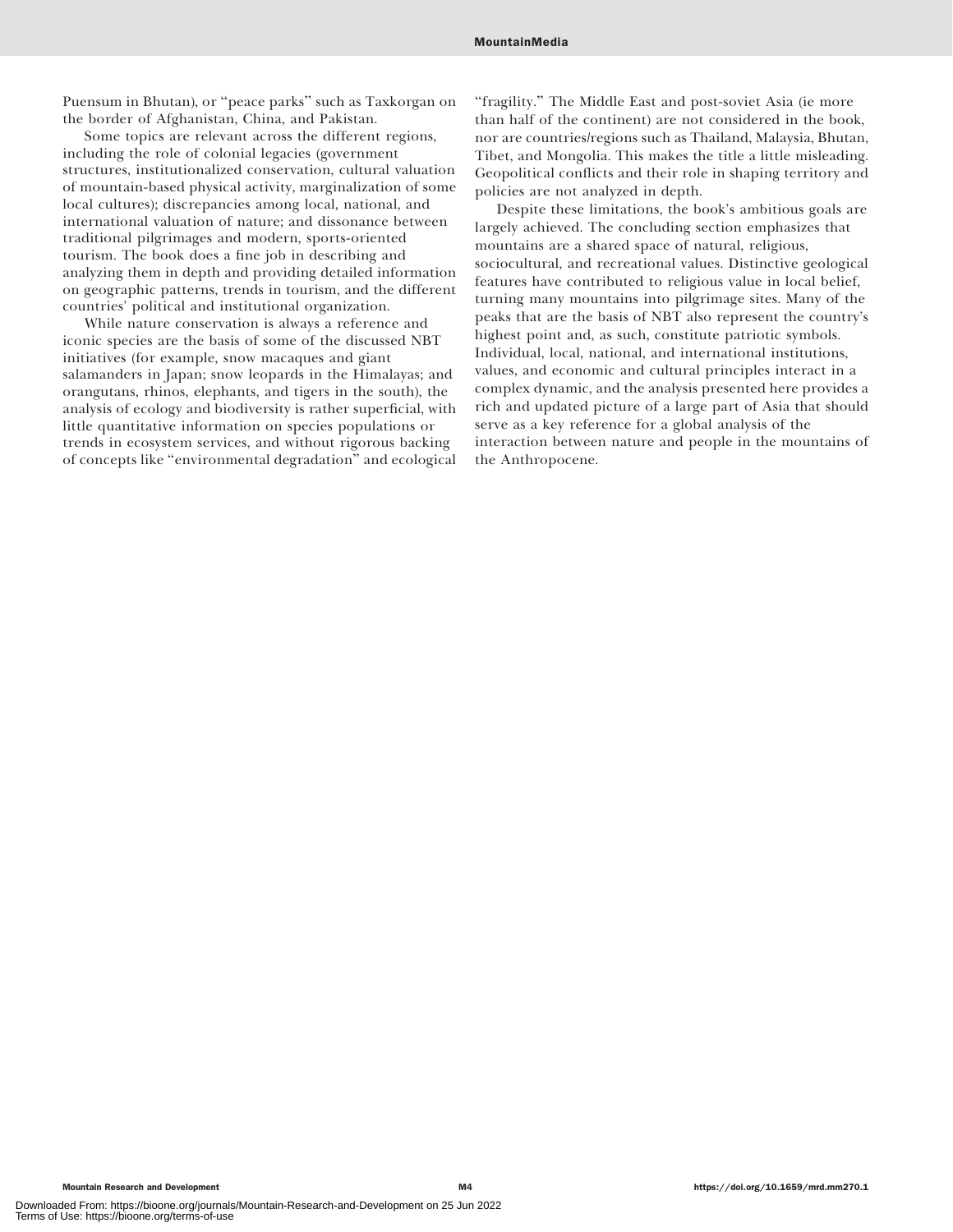Puensum in Bhutan), or "peace parks" such as Taxkorgan on the border of Afghanistan, China, and Pakistan.

Some topics are relevant across the different regions, including the role of colonial legacies (government structures, institutionalized conservation, cultural valuation of mountain-based physical activity, marginalization of some local cultures); discrepancies among local, national, and international valuation of nature; and dissonance between traditional pilgrimages and modern, sports-oriented tourism. The book does a fine job in describing and analyzing them in depth and providing detailed information on geographic patterns, trends in tourism, and the different countries' political and institutional organization.

While nature conservation is always a reference and iconic species are the basis of some of the discussed NBT initiatives (for example, snow macaques and giant salamanders in Japan; snow leopards in the Himalayas; and orangutans, rhinos, elephants, and tigers in the south), the analysis of ecology and biodiversity is rather superficial, with little quantitative information on species populations or trends in ecosystem services, and without rigorous backing of concepts like "environmental degradation" and ecological "fragility." The Middle East and post-soviet Asia (ie more than half of the continent) are not considered in the book, nor are countries/regions such as Thailand, Malaysia, Bhutan, Tibet, and Mongolia. This makes the title a little misleading. Geopolitical conflicts and their role in shaping territory and policies are not analyzed in depth.

Despite these limitations, the book's ambitious goals are largely achieved. The concluding section emphasizes that mountains are a shared space of natural, religious, sociocultural, and recreational values. Distinctive geological features have contributed to religious value in local belief, turning many mountains into pilgrimage sites. Many of the peaks that are the basis of NBT also represent the country's highest point and, as such, constitute patriotic symbols. Individual, local, national, and international institutions, values, and economic and cultural principles interact in a complex dynamic, and the analysis presented here provides a rich and updated picture of a large part of Asia that should serve as a key reference for a global analysis of the interaction between nature and people in the mountains of the Anthropocene.